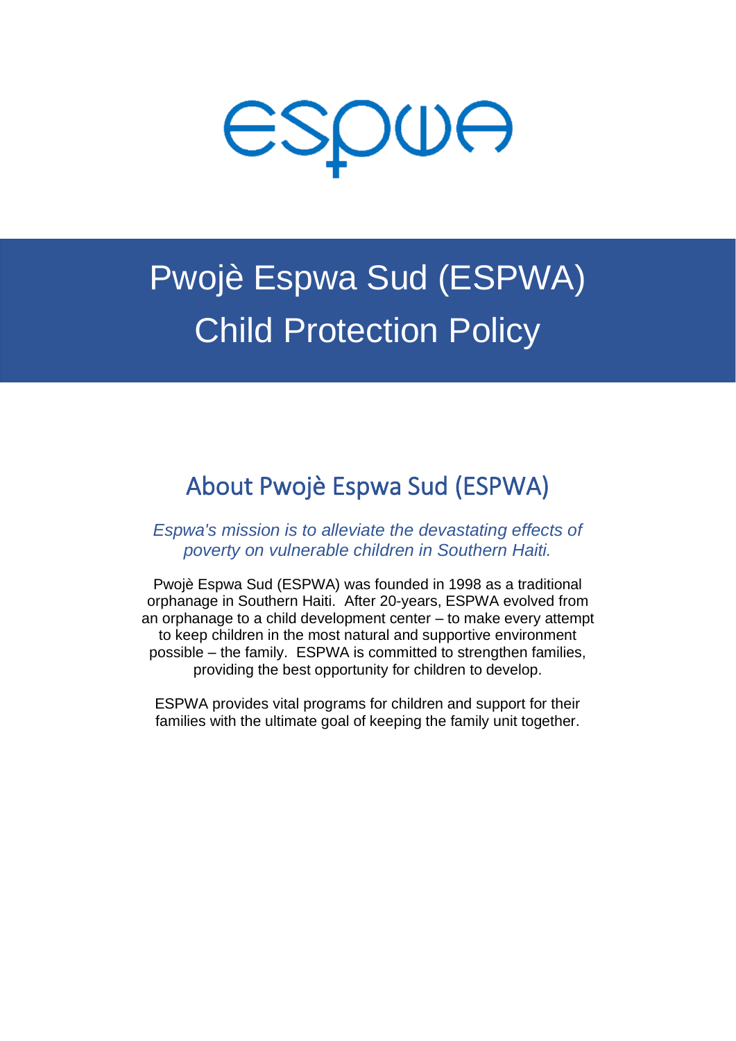# Pwojè Espwa Sud (ESPWA) Child Protection Policy

## About Pwojè Espwa Sud (ESPWA)

*Espwa's mission is to alleviate the devastating effects of poverty on vulnerable children in Southern Haiti.*

Pwojè Espwa Sud (ESPWA) was founded in 1998 as a traditional orphanage in Southern Haiti. After 20-years, ESPWA evolved from an orphanage to a child development center – to make every attempt to keep children in the most natural and supportive environment possible – the family. ESPWA is committed to strengthen families, providing the best opportunity for children to develop.

ESPWA provides vital programs for children and support for their families with the ultimate goal of keeping the family unit together.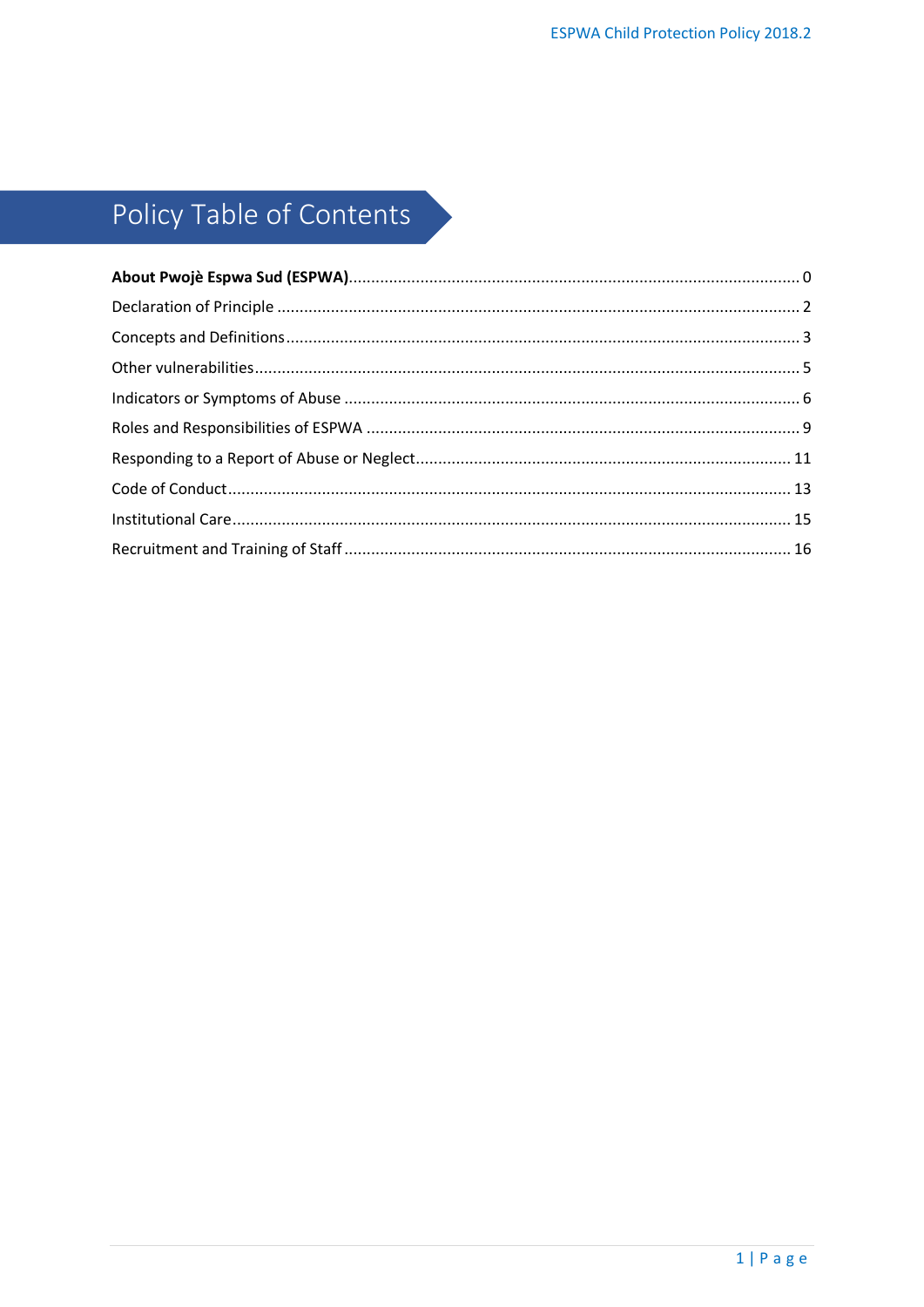# Policy Table of Contents

**About Pwojè Espwa Sud (ESPWA)**.................................................................................................... 0

Declaration of Principle .................................................................................................................... 2

Concepts and Definitions.................................................................................................................. 3

Other vulnerabilities.......................................................................................................................... 5

Indicators or Symptoms of Abuse ..................................................................................................... 6

Roles and Responsibilities of ESPWA ................................................................................................ 9

Responding to a Report of Abuse or Neglect................................................................................... 11

Code of Conduct............................................................................................................................. 13

Institutional Care............................................................................................................................ 15

Recruitment and Training of Staff ................................................................................................... 16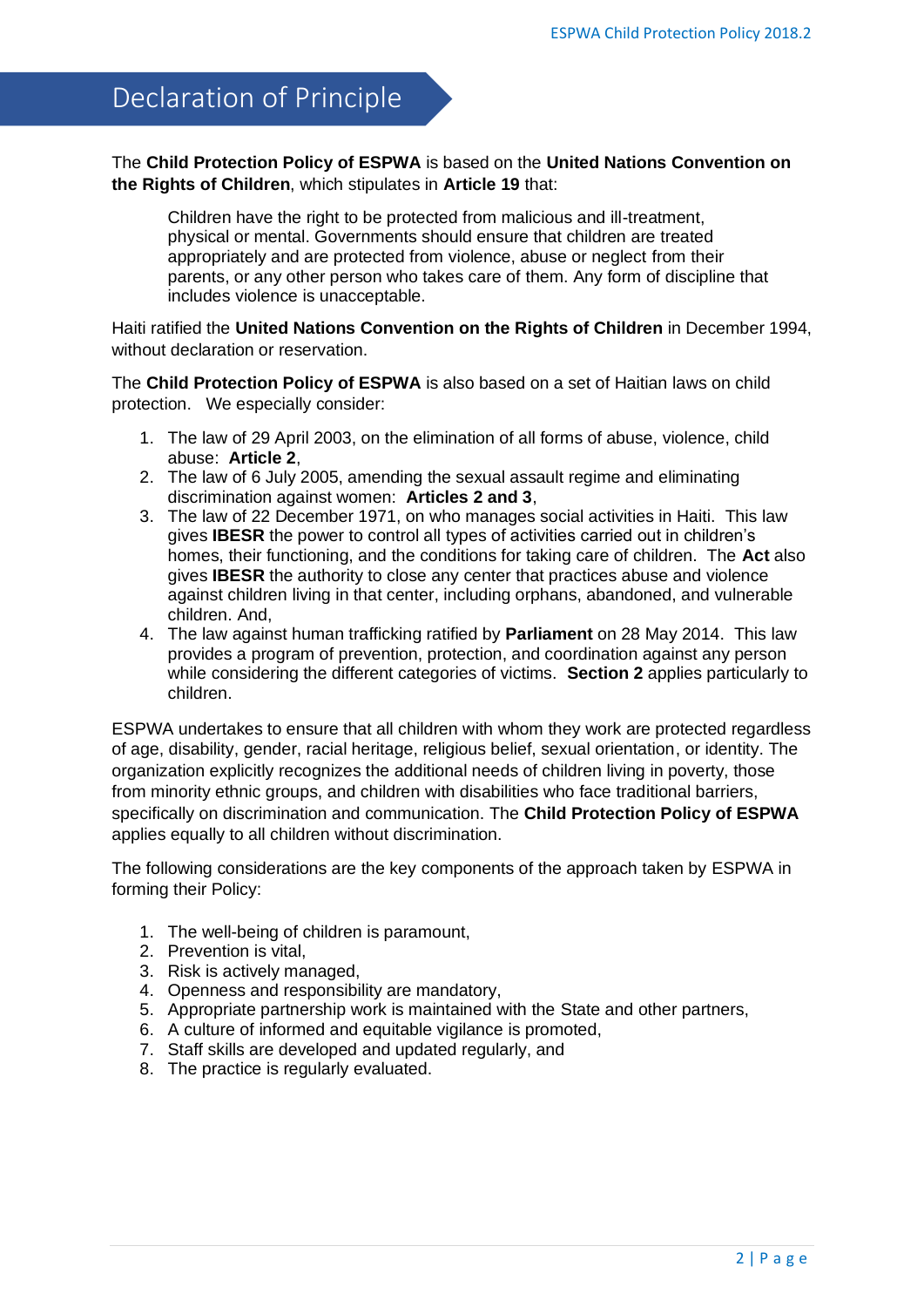# Declaration of Principle

The **Child Protection Policy of ESPWA** is based on the **United Nations Convention on the Rights of Children**, which stipulates in **Article 19** that:

> Children have the right to be protected from malicious and ill-treatment, physical or mental. Governments should ensure that children are treated appropriately and are protected from violence, abuse or neglect from their parents, or any other person who takes care of them. Any form of discipline that includes violence is unacceptable.

Haiti ratified the **United Nations Convention on the Rights of Children** in December 1994, without declaration or reservation.

The **Child Protection Policy of ESPWA** is also based on a set of Haitian laws on child protection. We especially consider:

1. The law of 29 April 2003, on the elimination of all forms of abuse, violence, child abuse: **Article 2**,
2. The law of 6 July 2005, amending the sexual assault regime and eliminating discrimination against women: **Articles 2 and 3**,
3. The law of 22 December 1971, on who manages social activities in Haiti. This law gives **IBESR** the power to control all types of activities carried out in children's homes, their functioning, and the conditions for taking care of children. The **Act** also gives **IBESR** the authority to close any center that practices abuse and violence against children living in that center, including orphans, abandoned, and vulnerable children. And,
4. The law against human trafficking ratified by **Parliament** on 28 May 2014. This law provides a program of prevention, protection, and coordination against any person while considering the different categories of victims. **Section 2** applies particularly to children.

ESPWA undertakes to ensure that all children with whom they work are protected regardless of age, disability, gender, racial heritage, religious belief, sexual orientation, or identity. The organization explicitly recognizes the additional needs of children living in poverty, those from minority ethnic groups, and children with disabilities who face traditional barriers, specifically on discrimination and communication. The **Child Protection Policy of ESPWA** applies equally to all children without discrimination.

The following considerations are the key components of the approach taken by ESPWA in forming their Policy:

1. The well-being of children is paramount,
2. Prevention is vital,
3. Risk is actively managed,
4. Openness and responsibility are mandatory,
5. Appropriate partnership work is maintained with the State and other partners,
6. A culture of informed and equitable vigilance is promoted,
7. Staff skills are developed and updated regularly, and
8. The practice is regularly evaluated.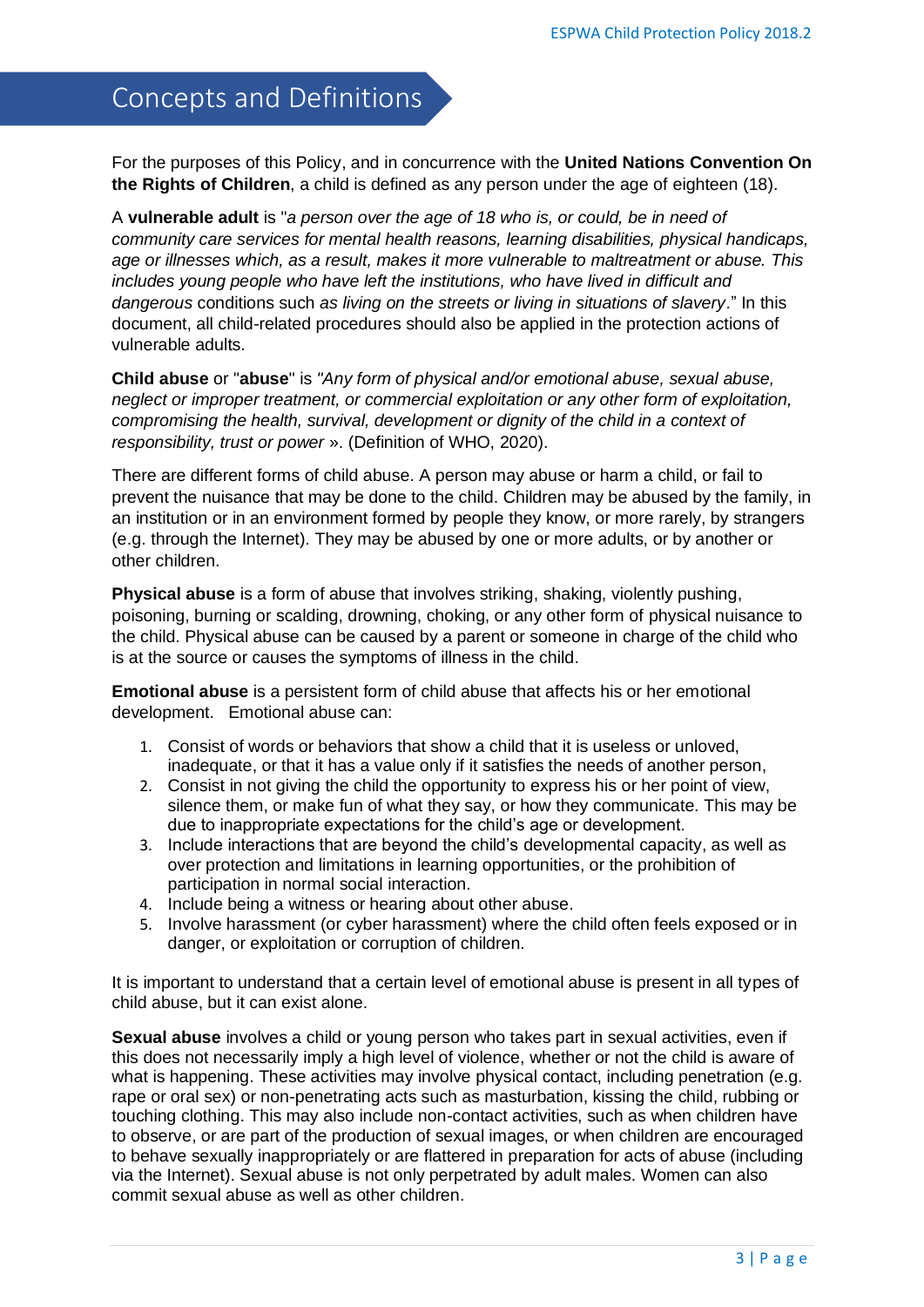# Concepts and Definitions

For the purposes of this Policy, and in concurrence with the **United Nations Convention On the Rights of Children**, a child is defined as any person under the age of eighteen (18).

A **vulnerable adult** is "*a person over the age of 18 who is, or could, be in need of community care services for mental health reasons, learning disabilities, physical handicaps, age or illnesses which, as a result, makes it more vulnerable to maltreatment or abuse. This includes young people who have left the institutions, who have lived in difficult and dangerous* conditions such *as living on the streets or living in situations of slavery*." In this document, all child-related procedures should also be applied in the protection actions of vulnerable adults.

**Child abuse** or "**abuse**" is *"Any form of physical and/or emotional abuse, sexual abuse, neglect or improper treatment, or commercial exploitation or any other form of exploitation, compromising the health, survival, development or dignity of the child in a context of responsibility, trust or power* ». (Definition of WHO, 2020).

There are different forms of child abuse. A person may abuse or harm a child, or fail to prevent the nuisance that may be done to the child. Children may be abused by the family, in an institution or in an environment formed by people they know, or more rarely, by strangers (e.g. through the Internet). They may be abused by one or more adults, or by another or other children.

**Physical abuse** is a form of abuse that involves striking, shaking, violently pushing, poisoning, burning or scalding, drowning, choking, or any other form of physical nuisance to the child. Physical abuse can be caused by a parent or someone in charge of the child who is at the source or causes the symptoms of illness in the child.

**Emotional abuse** is a persistent form of child abuse that affects his or her emotional development. Emotional abuse can:

1. Consist of words or behaviors that show a child that it is useless or unloved, inadequate, or that it has a value only if it satisfies the needs of another person,
2. Consist in not giving the child the opportunity to express his or her point of view, silence them, or make fun of what they say, or how they communicate. This may be due to inappropriate expectations for the child's age or development.
3. Include interactions that are beyond the child's developmental capacity, as well as over protection and limitations in learning opportunities, or the prohibition of participation in normal social interaction.
4. Include being a witness or hearing about other abuse.
5. Involve harassment (or cyber harassment) where the child often feels exposed or in danger, or exploitation or corruption of children.

It is important to understand that a certain level of emotional abuse is present in all types of child abuse, but it can exist alone.

**Sexual abuse** involves a child or young person who takes part in sexual activities, even if this does not necessarily imply a high level of violence, whether or not the child is aware of what is happening. These activities may involve physical contact, including penetration (e.g. rape or oral sex) or non-penetrating acts such as masturbation, kissing the child, rubbing or touching clothing. This may also include non-contact activities, such as when children have to observe, or are part of the production of sexual images, or when children are encouraged to behave sexually inappropriately or are flattered in preparation for acts of abuse (including via the Internet). Sexual abuse is not only perpetrated by adult males. Women can also commit sexual abuse as well as other children.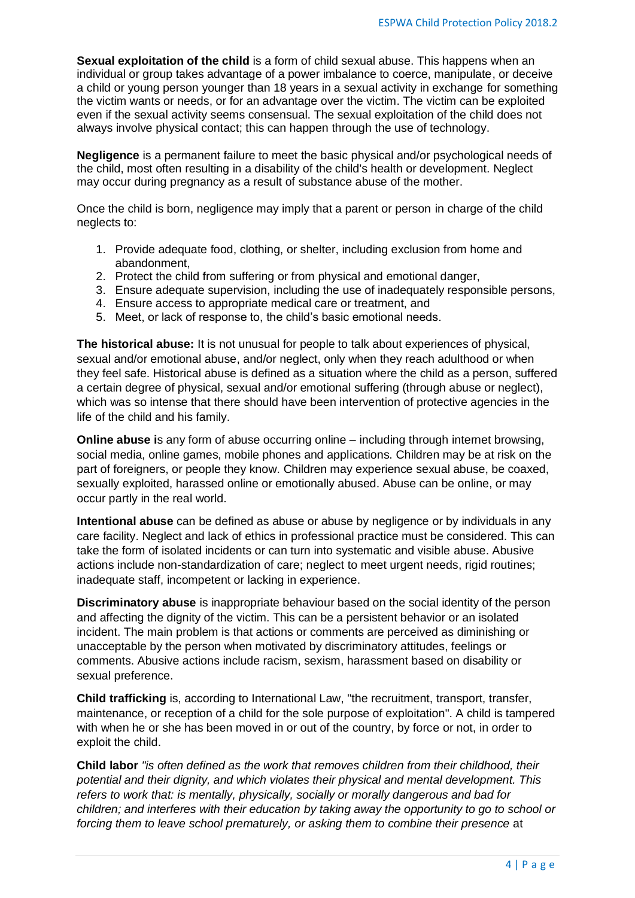**Sexual exploitation of the child** is a form of child sexual abuse. This happens when an individual or group takes advantage of a power imbalance to coerce, manipulate, or deceive a child or young person younger than 18 years in a sexual activity in exchange for something the victim wants or needs, or for an advantage over the victim. The victim can be exploited even if the sexual activity seems consensual. The sexual exploitation of the child does not always involve physical contact; this can happen through the use of technology.

**Negligence** is a permanent failure to meet the basic physical and/or psychological needs of the child, most often resulting in a disability of the child's health or development. Neglect may occur during pregnancy as a result of substance abuse of the mother.

Once the child is born, negligence may imply that a parent or person in charge of the child neglects to:

1. Provide adequate food, clothing, or shelter, including exclusion from home and abandonment,
2. Protect the child from suffering or from physical and emotional danger,
3. Ensure adequate supervision, including the use of inadequately responsible persons,
4. Ensure access to appropriate medical care or treatment, and
5. Meet, or lack of response to, the child's basic emotional needs.

**The historical abuse:** It is not unusual for people to talk about experiences of physical, sexual and/or emotional abuse, and/or neglect, only when they reach adulthood or when they feel safe. Historical abuse is defined as a situation where the child as a person, suffered a certain degree of physical, sexual and/or emotional suffering (through abuse or neglect), which was so intense that there should have been intervention of protective agencies in the life of the child and his family.

**Online abuse i**s any form of abuse occurring online – including through internet browsing, social media, online games, mobile phones and applications. Children may be at risk on the part of foreigners, or people they know. Children may experience sexual abuse, be coaxed, sexually exploited, harassed online or emotionally abused. Abuse can be online, or may occur partly in the real world.

**Intentional abuse** can be defined as abuse or abuse by negligence or by individuals in any care facility. Neglect and lack of ethics in professional practice must be considered. This can take the form of isolated incidents or can turn into systematic and visible abuse. Abusive actions include non-standardization of care; neglect to meet urgent needs, rigid routines; inadequate staff, incompetent or lacking in experience.

**Discriminatory abuse** is inappropriate behaviour based on the social identity of the person and affecting the dignity of the victim. This can be a persistent behavior or an isolated incident. The main problem is that actions or comments are perceived as diminishing or unacceptable by the person when motivated by discriminatory attitudes, feelings or comments. Abusive actions include racism, sexism, harassment based on disability or sexual preference.

**Child trafficking** is, according to International Law, "the recruitment, transport, transfer, maintenance, or reception of a child for the sole purpose of exploitation". A child is tampered with when he or she has been moved in or out of the country, by force or not, in order to exploit the child.

**Child labor** *"is often defined as the work that removes children from their childhood, their potential and their dignity, and which violates their physical and mental development. This refers to work that: is mentally, physically, socially or morally dangerous and bad for children; and interferes with their education by taking away the opportunity to go to school or forcing them to leave school prematurely, or asking them to combine their presence* at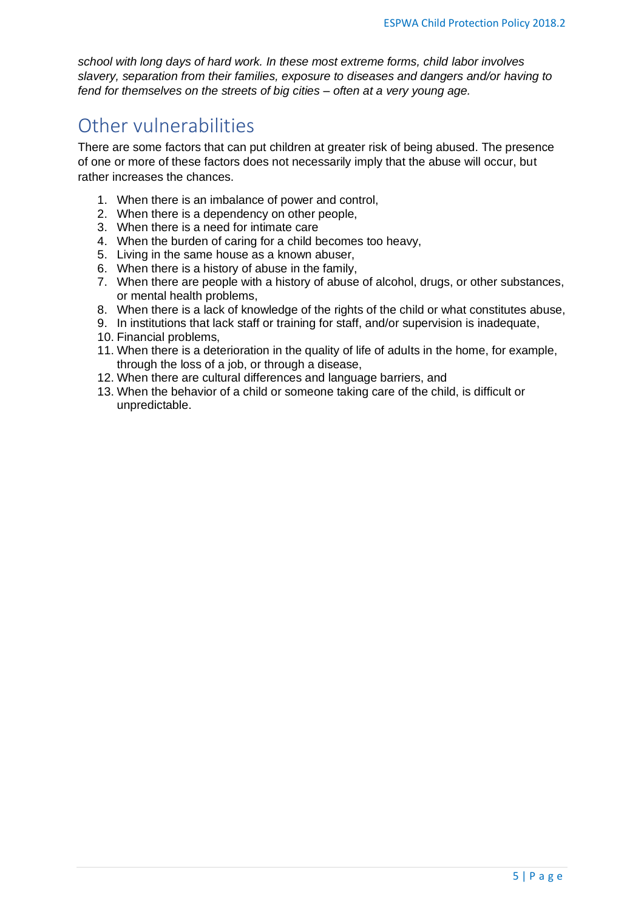*school with long days of hard work. In these most extreme forms, child labor involves slavery, separation from their families, exposure to diseases and dangers and/or having to fend for themselves on the streets of big cities – often at a very young age.*

## Other vulnerabilities

There are some factors that can put children at greater risk of being abused. The presence of one or more of these factors does not necessarily imply that the abuse will occur, but rather increases the chances.

1. When there is an imbalance of power and control,
2. When there is a dependency on other people,
3. When there is a need for intimate care
4. When the burden of caring for a child becomes too heavy,
5. Living in the same house as a known abuser,
6. When there is a history of abuse in the family,
7. When there are people with a history of abuse of alcohol, drugs, or other substances, or mental health problems,
8. When there is a lack of knowledge of the rights of the child or what constitutes abuse,
9. In institutions that lack staff or training for staff, and/or supervision is inadequate,
10. Financial problems,
11. When there is a deterioration in the quality of life of adults in the home, for example, through the loss of a job, or through a disease,
12. When there are cultural differences and language barriers, and
13. When the behavior of a child or someone taking care of the child, is difficult or unpredictable.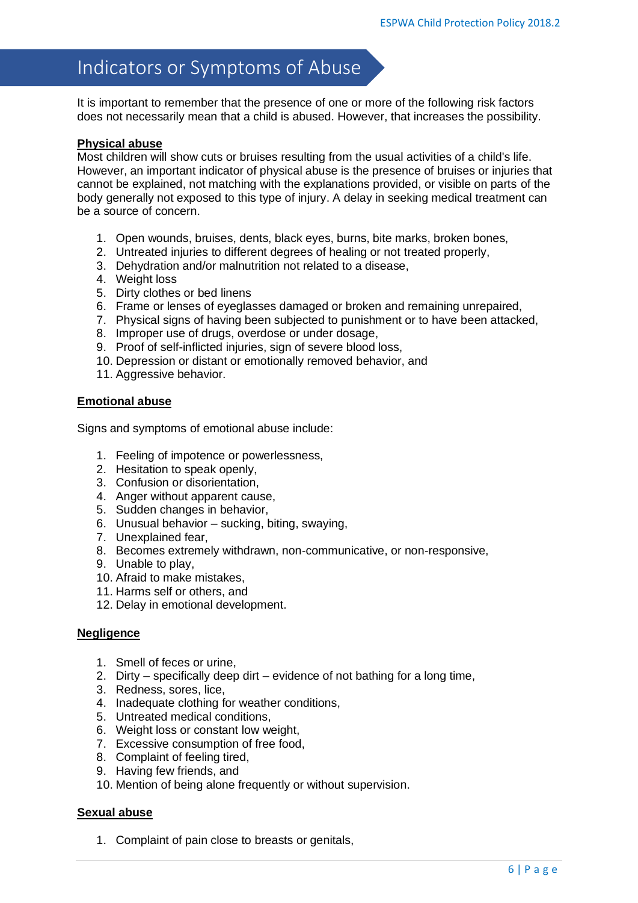# Indicators or Symptoms of Abuse

It is important to remember that the presence of one or more of the following risk factors does not necessarily mean that a child is abused. However, that increases the possibility.

**Physical abuse**

Most children will show cuts or bruises resulting from the usual activities of a child's life. However, an important indicator of physical abuse is the presence of bruises or injuries that cannot be explained, not matching with the explanations provided, or visible on parts of the body generally not exposed to this type of injury. A delay in seeking medical treatment can be a source of concern.

1. Open wounds, bruises, dents, black eyes, burns, bite marks, broken bones,
2. Untreated injuries to different degrees of healing or not treated properly,
3. Dehydration and/or malnutrition not related to a disease,
4. Weight loss
5. Dirty clothes or bed linens
6. Frame or lenses of eyeglasses damaged or broken and remaining unrepaired,
7. Physical signs of having been subjected to punishment or to have been attacked,
8. Improper use of drugs, overdose or under dosage,
9. Proof of self-inflicted injuries, sign of severe blood loss,
10. Depression or distant or emotionally removed behavior, and
11. Aggressive behavior.

**Emotional abuse**

Signs and symptoms of emotional abuse include:

1. Feeling of impotence or powerlessness,
2. Hesitation to speak openly,
3. Confusion or disorientation,
4. Anger without apparent cause,
5. Sudden changes in behavior,
6. Unusual behavior – sucking, biting, swaying,
7. Unexplained fear,
8. Becomes extremely withdrawn, non-communicative, or non-responsive,
9. Unable to play,
10. Afraid to make mistakes,
11. Harms self or others, and
12. Delay in emotional development.

**Negligence**

1. Smell of feces or urine,
2. Dirty – specifically deep dirt – evidence of not bathing for a long time,
3. Redness, sores, lice,
4. Inadequate clothing for weather conditions,
5. Untreated medical conditions,
6. Weight loss or constant low weight,
7. Excessive consumption of free food,
8. Complaint of feeling tired,
9. Having few friends, and
10. Mention of being alone frequently or without supervision.

**Sexual abuse**

1. Complaint of pain close to breasts or genitals,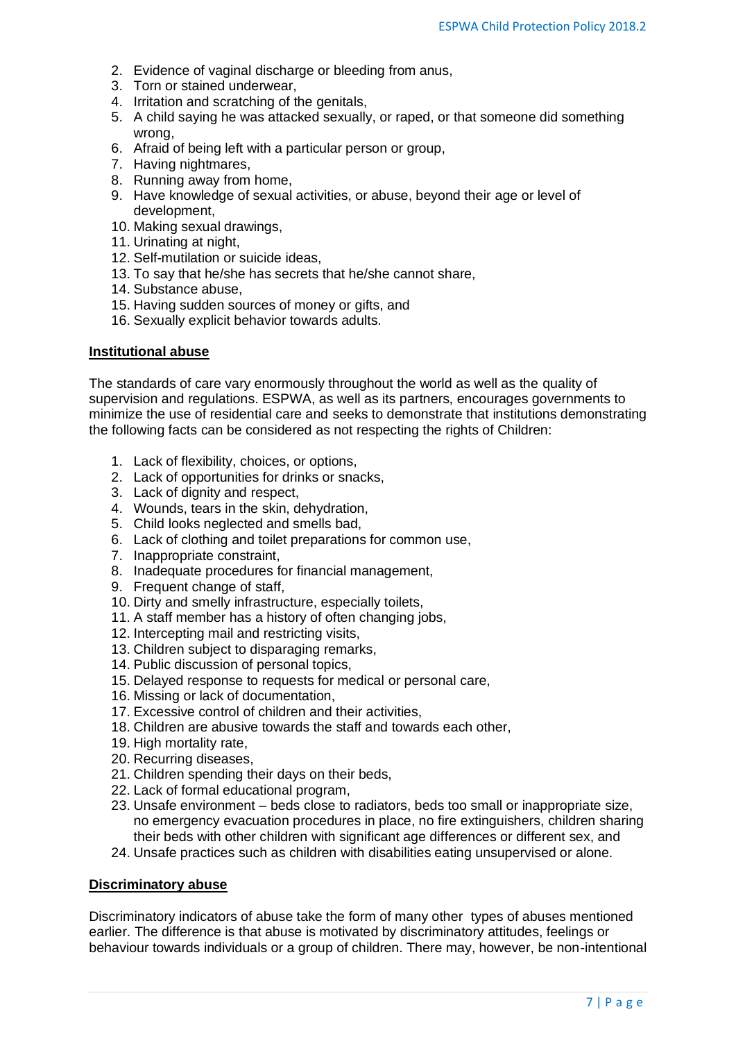2. Evidence of vaginal discharge or bleeding from anus,
3. Torn or stained underwear,
4. Irritation and scratching of the genitals,
5. A child saying he was attacked sexually, or raped, or that someone did something wrong,
6. Afraid of being left with a particular person or group,
7. Having nightmares,
8. Running away from home,
9. Have knowledge of sexual activities, or abuse, beyond their age or level of development,
10. Making sexual drawings,
11. Urinating at night,
12. Self-mutilation or suicide ideas,
13. To say that he/she has secrets that he/she cannot share,
14. Substance abuse,
15. Having sudden sources of money or gifts, and
16. Sexually explicit behavior towards adults.

**Institutional abuse**

The standards of care vary enormously throughout the world as well as the quality of supervision and regulations. ESPWA, as well as its partners, encourages governments to minimize the use of residential care and seeks to demonstrate that institutions demonstrating the following facts can be considered as not respecting the rights of Children:

1. Lack of flexibility, choices, or options,
2. Lack of opportunities for drinks or snacks,
3. Lack of dignity and respect,
4. Wounds, tears in the skin, dehydration,
5. Child looks neglected and smells bad,
6. Lack of clothing and toilet preparations for common use,
7. Inappropriate constraint,
8. Inadequate procedures for financial management,
9. Frequent change of staff,
10. Dirty and smelly infrastructure, especially toilets,
11. A staff member has a history of often changing jobs,
12. Intercepting mail and restricting visits,
13. Children subject to disparaging remarks,
14. Public discussion of personal topics,
15. Delayed response to requests for medical or personal care,
16. Missing or lack of documentation,
17. Excessive control of children and their activities,
18. Children are abusive towards the staff and towards each other,
19. High mortality rate,
20. Recurring diseases,
21. Children spending their days on their beds,
22. Lack of formal educational program,
23. Unsafe environment – beds close to radiators, beds too small or inappropriate size, no emergency evacuation procedures in place, no fire extinguishers, children sharing their beds with other children with significant age differences or different sex, and
24. Unsafe practices such as children with disabilities eating unsupervised or alone.

**Discriminatory abuse**

Discriminatory indicators of abuse take the form of many other types of abuses mentioned earlier. The difference is that abuse is motivated by discriminatory attitudes, feelings or behaviour towards individuals or a group of children. There may, however, be non-intentional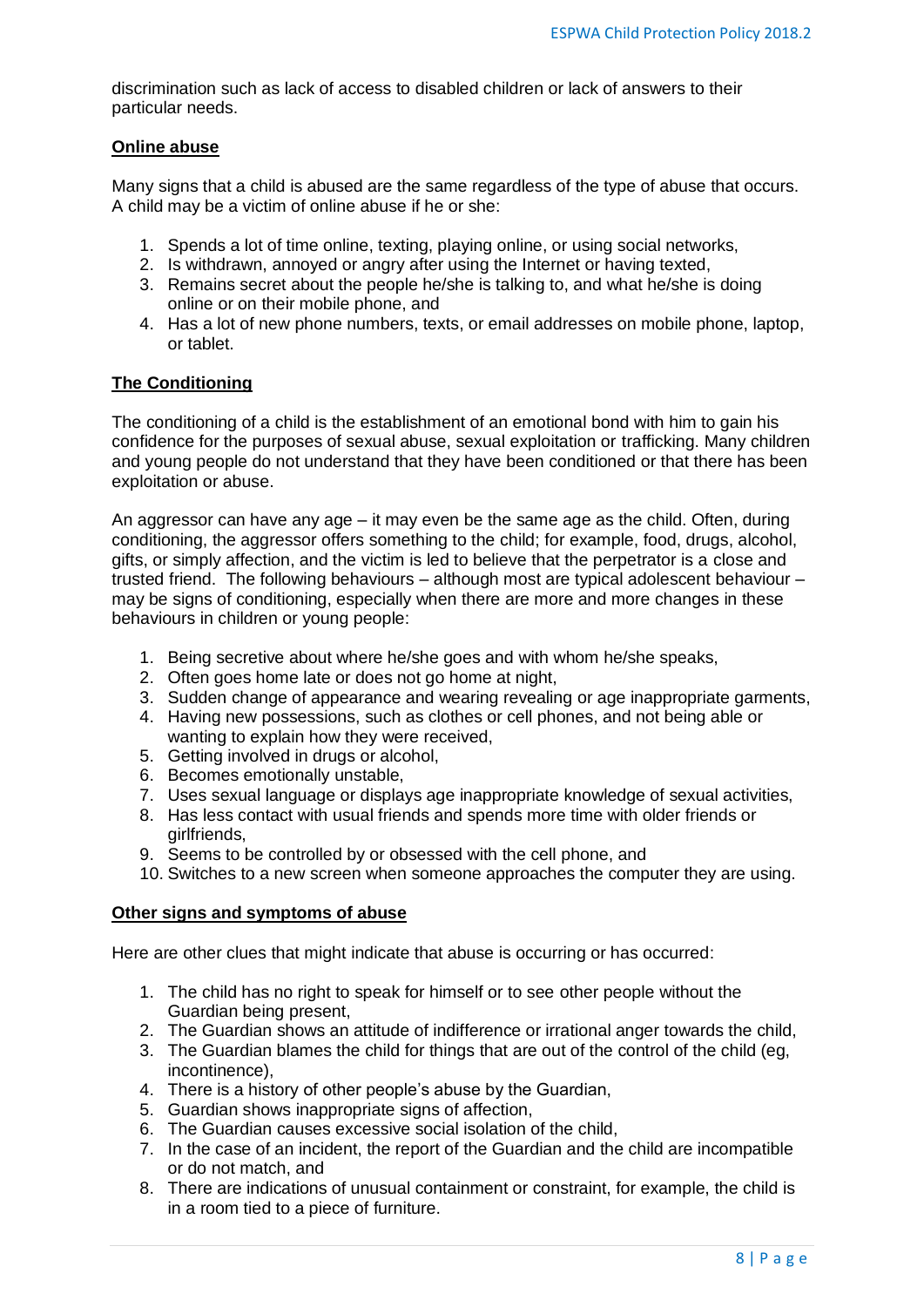discrimination such as lack of access to disabled children or lack of answers to their particular needs.

## Online abuse

Many signs that a child is abused are the same regardless of the type of abuse that occurs. A child may be a victim of online abuse if he or she:

1. Spends a lot of time online, texting, playing online, or using social networks,
2. Is withdrawn, annoyed or angry after using the Internet or having texted,
3. Remains secret about the people he/she is talking to, and what he/she is doing online or on their mobile phone, and
4. Has a lot of new phone numbers, texts, or email addresses on mobile phone, laptop, or tablet.

## The Conditioning

The conditioning of a child is the establishment of an emotional bond with him to gain his confidence for the purposes of sexual abuse, sexual exploitation or trafficking. Many children and young people do not understand that they have been conditioned or that there has been exploitation or abuse.

An aggressor can have any age – it may even be the same age as the child. Often, during conditioning, the aggressor offers something to the child; for example, food, drugs, alcohol, gifts, or simply affection, and the victim is led to believe that the perpetrator is a close and trusted friend. The following behaviours – although most are typical adolescent behaviour – may be signs of conditioning, especially when there are more and more changes in these behaviours in children or young people:

1. Being secretive about where he/she goes and with whom he/she speaks,
2. Often goes home late or does not go home at night,
3. Sudden change of appearance and wearing revealing or age inappropriate garments,
4. Having new possessions, such as clothes or cell phones, and not being able or wanting to explain how they were received,
5. Getting involved in drugs or alcohol,
6. Becomes emotionally unstable,
7. Uses sexual language or displays age inappropriate knowledge of sexual activities,
8. Has less contact with usual friends and spends more time with older friends or girlfriends,
9. Seems to be controlled by or obsessed with the cell phone, and
10. Switches to a new screen when someone approaches the computer they are using.

## Other signs and symptoms of abuse

Here are other clues that might indicate that abuse is occurring or has occurred:

1. The child has no right to speak for himself or to see other people without the Guardian being present,
2. The Guardian shows an attitude of indifference or irrational anger towards the child,
3. The Guardian blames the child for things that are out of the control of the child (eg, incontinence),
4. There is a history of other people's abuse by the Guardian,
5. Guardian shows inappropriate signs of affection,
6. The Guardian causes excessive social isolation of the child,
7. In the case of an incident, the report of the Guardian and the child are incompatible or do not match, and
8. There are indications of unusual containment or constraint, for example, the child is in a room tied to a piece of furniture.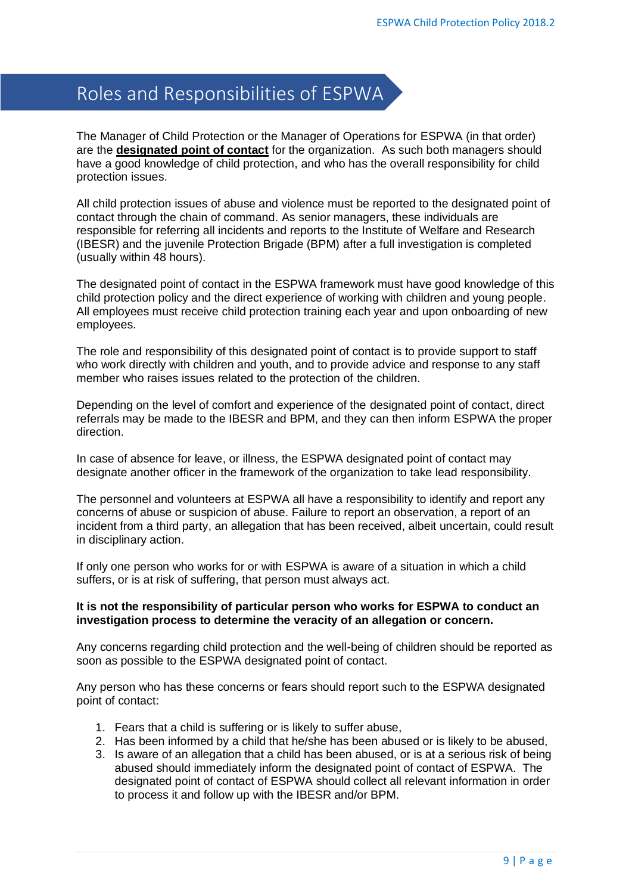# Roles and Responsibilities of ESPWA

The Manager of Child Protection or the Manager of Operations for ESPWA (in that order) are the **designated point of contact** for the organization. As such both managers should have a good knowledge of child protection, and who has the overall responsibility for child protection issues.

All child protection issues of abuse and violence must be reported to the designated point of contact through the chain of command. As senior managers, these individuals are responsible for referring all incidents and reports to the Institute of Welfare and Research (IBESR) and the juvenile Protection Brigade (BPM) after a full investigation is completed (usually within 48 hours).

The designated point of contact in the ESPWA framework must have good knowledge of this child protection policy and the direct experience of working with children and young people. All employees must receive child protection training each year and upon onboarding of new employees.

The role and responsibility of this designated point of contact is to provide support to staff who work directly with children and youth, and to provide advice and response to any staff member who raises issues related to the protection of the children.

Depending on the level of comfort and experience of the designated point of contact, direct referrals may be made to the IBESR and BPM, and they can then inform ESPWA the proper direction.

In case of absence for leave, or illness, the ESPWA designated point of contact may designate another officer in the framework of the organization to take lead responsibility.

The personnel and volunteers at ESPWA all have a responsibility to identify and report any concerns of abuse or suspicion of abuse. Failure to report an observation, a report of an incident from a third party, an allegation that has been received, albeit uncertain, could result in disciplinary action.

If only one person who works for or with ESPWA is aware of a situation in which a child suffers, or is at risk of suffering, that person must always act.

**It is not the responsibility of particular person who works for ESPWA to conduct an investigation process to determine the veracity of an allegation or concern.**

Any concerns regarding child protection and the well-being of children should be reported as soon as possible to the ESPWA designated point of contact.

Any person who has these concerns or fears should report such to the ESPWA designated point of contact:

1. Fears that a child is suffering or is likely to suffer abuse,
2. Has been informed by a child that he/she has been abused or is likely to be abused,
3. Is aware of an allegation that a child has been abused, or is at a serious risk of being abused should immediately inform the designated point of contact of ESPWA. The designated point of contact of ESPWA should collect all relevant information in order to process it and follow up with the IBESR and/or BPM.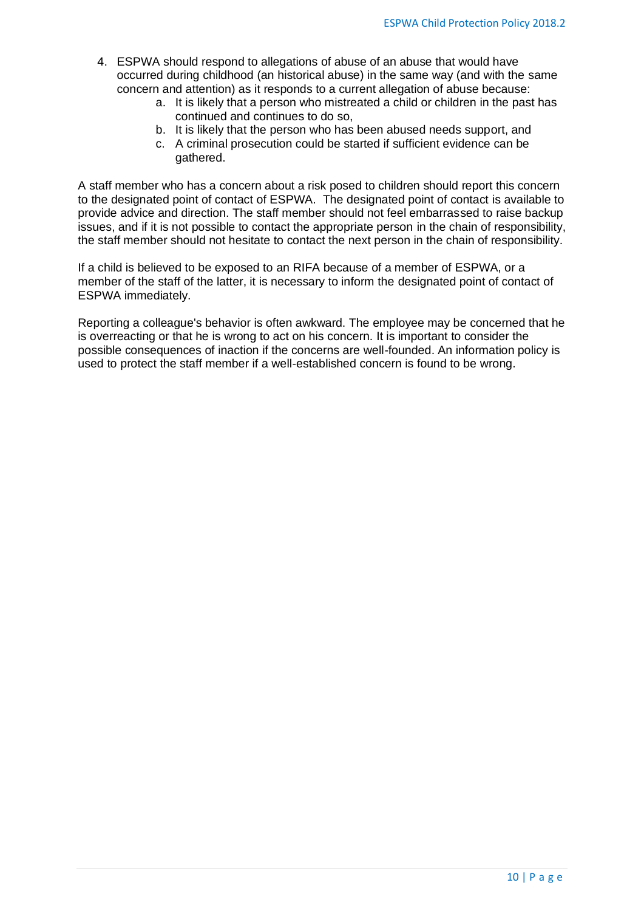4. ESPWA should respond to allegations of abuse of an abuse that would have occurred during childhood (an historical abuse) in the same way (and with the same concern and attention) as it responds to a current allegation of abuse because:
    a. It is likely that a person who mistreated a child or children in the past has continued and continues to do so,
    b. It is likely that the person who has been abused needs support, and
    c. A criminal prosecution could be started if sufficient evidence can be gathered.

A staff member who has a concern about a risk posed to children should report this concern to the designated point of contact of ESPWA. The designated point of contact is available to provide advice and direction. The staff member should not feel embarrassed to raise backup issues, and if it is not possible to contact the appropriate person in the chain of responsibility, the staff member should not hesitate to contact the next person in the chain of responsibility.

If a child is believed to be exposed to an RIFA because of a member of ESPWA, or a member of the staff of the latter, it is necessary to inform the designated point of contact of ESPWA immediately.

Reporting a colleague's behavior is often awkward. The employee may be concerned that he is overreacting or that he is wrong to act on his concern. It is important to consider the possible consequences of inaction if the concerns are well-founded. An information policy is used to protect the staff member if a well-established concern is found to be wrong.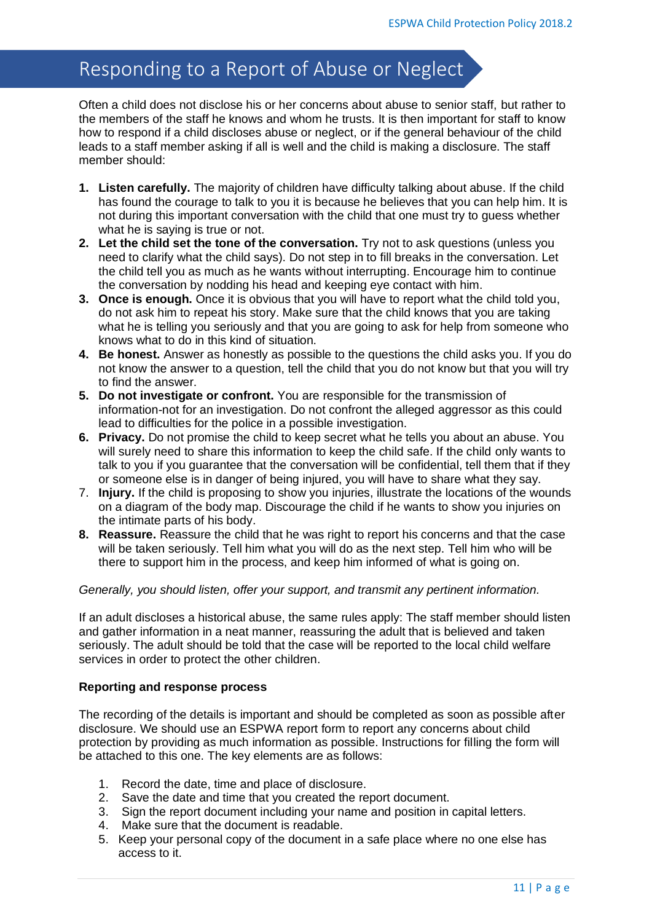# Responding to a Report of Abuse or Neglect

Often a child does not disclose his or her concerns about abuse to senior staff, but rather to the members of the staff he knows and whom he trusts. It is then important for staff to know how to respond if a child discloses abuse or neglect, or if the general behaviour of the child leads to a staff member asking if all is well and the child is making a disclosure. The staff member should:

1. **Listen carefully.** The majority of children have difficulty talking about abuse. If the child has found the courage to talk to you it is because he believes that you can help him. It is not during this important conversation with the child that one must try to guess whether what he is saying is true or not.
2. **Let the child set the tone of the conversation.** Try not to ask questions (unless you need to clarify what the child says). Do not step in to fill breaks in the conversation. Let the child tell you as much as he wants without interrupting. Encourage him to continue the conversation by nodding his head and keeping eye contact with him.
3. **Once is enough.** Once it is obvious that you will have to report what the child told you, do not ask him to repeat his story. Make sure that the child knows that you are taking what he is telling you seriously and that you are going to ask for help from someone who knows what to do in this kind of situation.
4. **Be honest.** Answer as honestly as possible to the questions the child asks you. If you do not know the answer to a question, tell the child that you do not know but that you will try to find the answer.
5. **Do not investigate or confront.** You are responsible for the transmission of information-not for an investigation. Do not confront the alleged aggressor as this could lead to difficulties for the police in a possible investigation.
6. **Privacy.** Do not promise the child to keep secret what he tells you about an abuse. You will surely need to share this information to keep the child safe. If the child only wants to talk to you if you guarantee that the conversation will be confidential, tell them that if they or someone else is in danger of being injured, you will have to share what they say.
7. **Injury.** If the child is proposing to show you injuries, illustrate the locations of the wounds on a diagram of the body map. Discourage the child if he wants to show you injuries on the intimate parts of his body.
8. **Reassure.** Reassure the child that he was right to report his concerns and that the case will be taken seriously. Tell him what you will do as the next step. Tell him who will be there to support him in the process, and keep him informed of what is going on.

*Generally, you should listen, offer your support, and transmit any pertinent information.*

If an adult discloses a historical abuse, the same rules apply: The staff member should listen and gather information in a neat manner, reassuring the adult that is believed and taken seriously. The adult should be told that the case will be reported to the local child welfare services in order to protect the other children.

**Reporting and response process**

The recording of the details is important and should be completed as soon as possible after disclosure. We should use an ESPWA report form to report any concerns about child protection by providing as much information as possible. Instructions for filling the form will be attached to this one. The key elements are as follows:

1. Record the date, time and place of disclosure.
2. Save the date and time that you created the report document.
3. Sign the report document including your name and position in capital letters.
4. Make sure that the document is readable.
5. Keep your personal copy of the document in a safe place where no one else has access to it.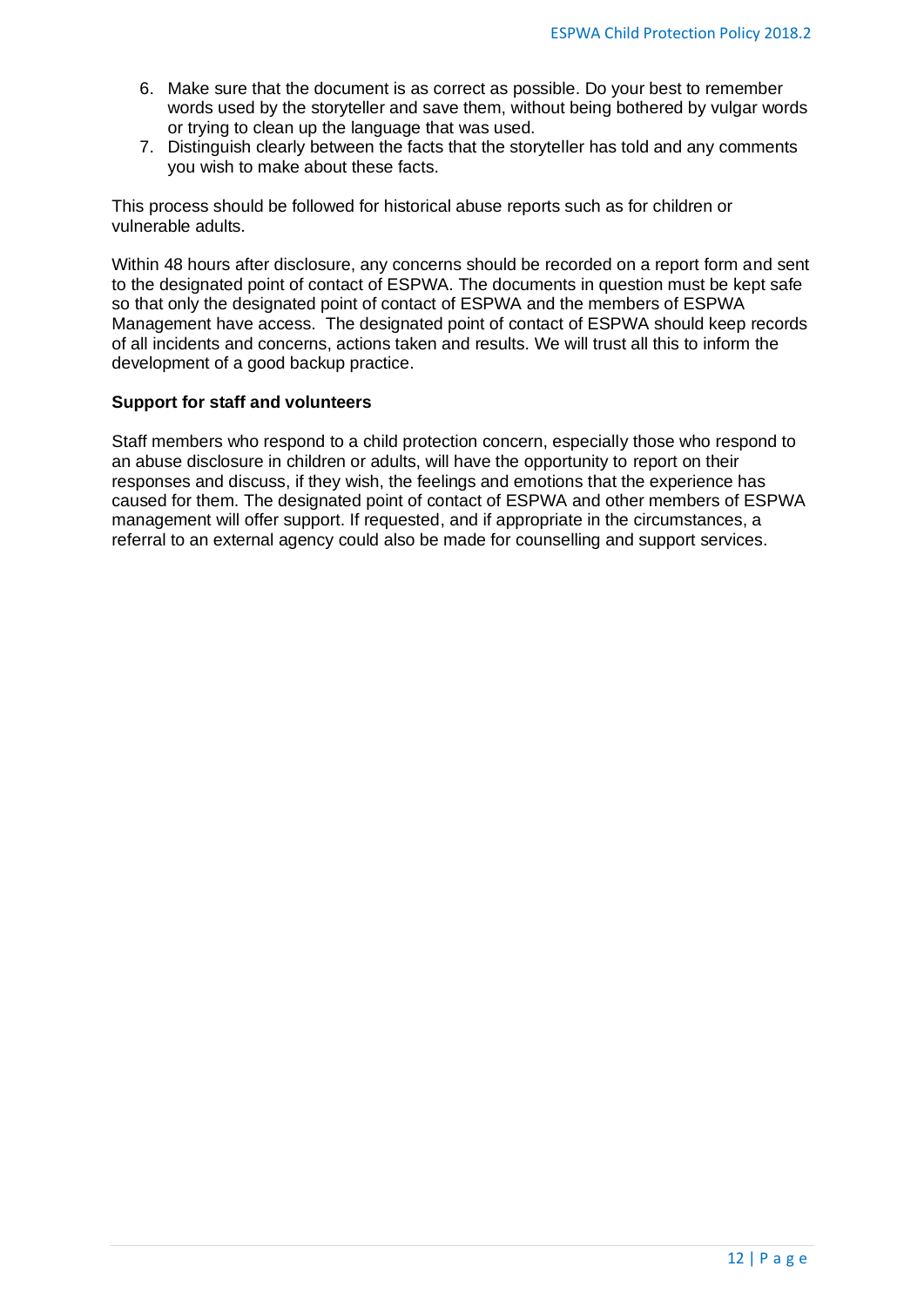6. Make sure that the document is as correct as possible. Do your best to remember words used by the storyteller and save them, without being bothered by vulgar words or trying to clean up the language that was used.
7. Distinguish clearly between the facts that the storyteller has told and any comments you wish to make about these facts.

This process should be followed for historical abuse reports such as for children or vulnerable adults.

Within 48 hours after disclosure, any concerns should be recorded on a report form and sent to the designated point of contact of ESPWA. The documents in question must be kept safe so that only the designated point of contact of ESPWA and the members of ESPWA Management have access. The designated point of contact of ESPWA should keep records of all incidents and concerns, actions taken and results. We will trust all this to inform the development of a good backup practice.

**Support for staff and volunteers**

Staff members who respond to a child protection concern, especially those who respond to an abuse disclosure in children or adults, will have the opportunity to report on their responses and discuss, if they wish, the feelings and emotions that the experience has caused for them. The designated point of contact of ESPWA and other members of ESPWA management will offer support. If requested, and if appropriate in the circumstances, a referral to an external agency could also be made for counselling and support services.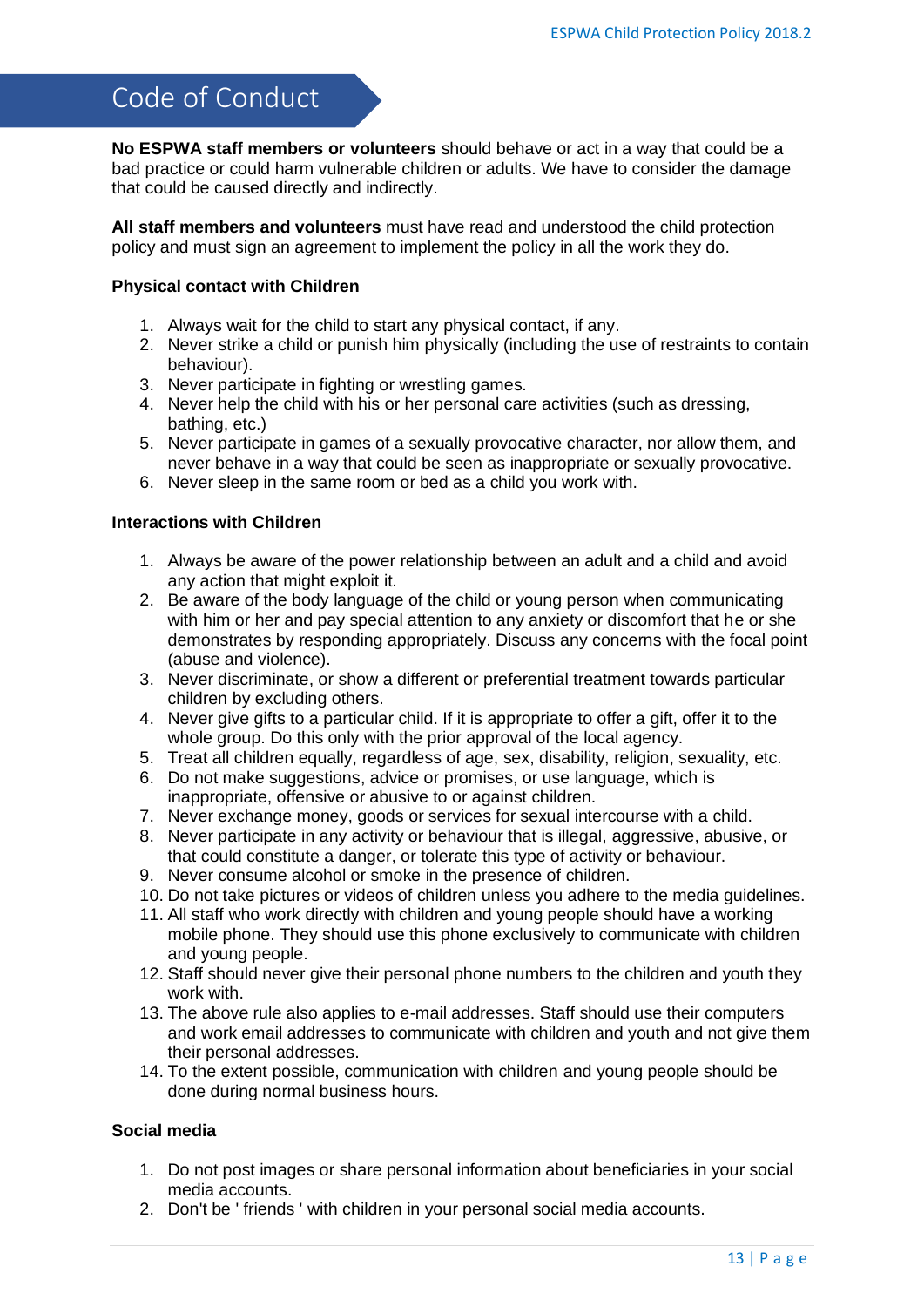# Code of Conduct

**No ESPWA staff members or volunteers** should behave or act in a way that could be a bad practice or could harm vulnerable children or adults. We have to consider the damage that could be caused directly and indirectly.

**All staff members and volunteers** must have read and understood the child protection policy and must sign an agreement to implement the policy in all the work they do.

### Physical contact with Children

1. Always wait for the child to start any physical contact, if any.
2. Never strike a child or punish him physically (including the use of restraints to contain behaviour).
3. Never participate in fighting or wrestling games.
4. Never help the child with his or her personal care activities (such as dressing, bathing, etc.)
5. Never participate in games of a sexually provocative character, nor allow them, and never behave in a way that could be seen as inappropriate or sexually provocative.
6. Never sleep in the same room or bed as a child you work with.

### Interactions with Children

1. Always be aware of the power relationship between an adult and a child and avoid any action that might exploit it.
2. Be aware of the body language of the child or young person when communicating with him or her and pay special attention to any anxiety or discomfort that he or she demonstrates by responding appropriately. Discuss any concerns with the focal point (abuse and violence).
3. Never discriminate, or show a different or preferential treatment towards particular children by excluding others.
4. Never give gifts to a particular child. If it is appropriate to offer a gift, offer it to the whole group. Do this only with the prior approval of the local agency.
5. Treat all children equally, regardless of age, sex, disability, religion, sexuality, etc.
6. Do not make suggestions, advice or promises, or use language, which is inappropriate, offensive or abusive to or against children.
7. Never exchange money, goods or services for sexual intercourse with a child.
8. Never participate in any activity or behaviour that is illegal, aggressive, abusive, or that could constitute a danger, or tolerate this type of activity or behaviour.
9. Never consume alcohol or smoke in the presence of children.
10. Do not take pictures or videos of children unless you adhere to the media guidelines.
11. All staff who work directly with children and young people should have a working mobile phone. They should use this phone exclusively to communicate with children and young people.
12. Staff should never give their personal phone numbers to the children and youth they work with.
13. The above rule also applies to e-mail addresses. Staff should use their computers and work email addresses to communicate with children and youth and not give them their personal addresses.
14. To the extent possible, communication with children and young people should be done during normal business hours.

### Social media

1. Do not post images or share personal information about beneficiaries in your social media accounts.
2. Don't be ' friends ' with children in your personal social media accounts.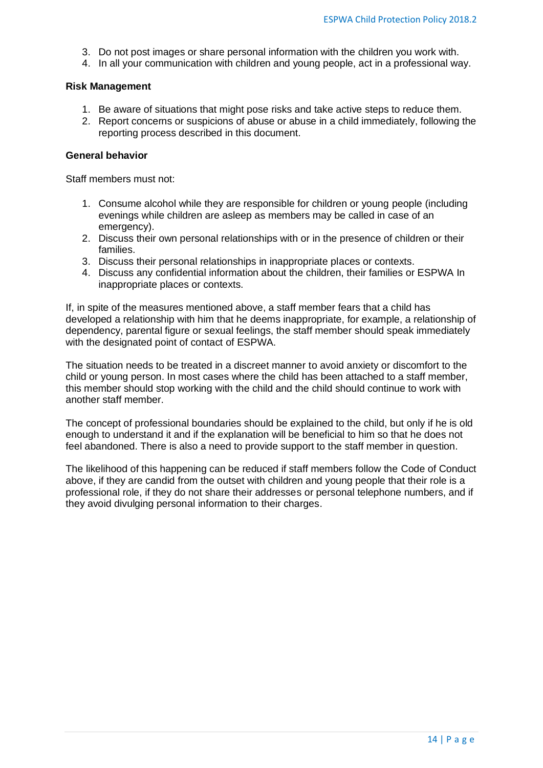3. Do not post images or share personal information with the children you work with.
4. In all your communication with children and young people, act in a professional way.

**Risk Management**

1. Be aware of situations that might pose risks and take active steps to reduce them.
2. Report concerns or suspicions of abuse or abuse in a child immediately, following the reporting process described in this document.

**General behavior**

Staff members must not:

1. Consume alcohol while they are responsible for children or young people (including evenings while children are asleep as members may be called in case of an emergency).
2. Discuss their own personal relationships with or in the presence of children or their families.
3. Discuss their personal relationships in inappropriate places or contexts.
4. Discuss any confidential information about the children, their families or ESPWA In inappropriate places or contexts.

If, in spite of the measures mentioned above, a staff member fears that a child has developed a relationship with him that he deems inappropriate, for example, a relationship of dependency, parental figure or sexual feelings, the staff member should speak immediately with the designated point of contact of ESPWA.

The situation needs to be treated in a discreet manner to avoid anxiety or discomfort to the child or young person. In most cases where the child has been attached to a staff member, this member should stop working with the child and the child should continue to work with another staff member.

The concept of professional boundaries should be explained to the child, but only if he is old enough to understand it and if the explanation will be beneficial to him so that he does not feel abandoned. There is also a need to provide support to the staff member in question.

The likelihood of this happening can be reduced if staff members follow the Code of Conduct above, if they are candid from the outset with children and young people that their role is a professional role, if they do not share their addresses or personal telephone numbers, and if they avoid divulging personal information to their charges.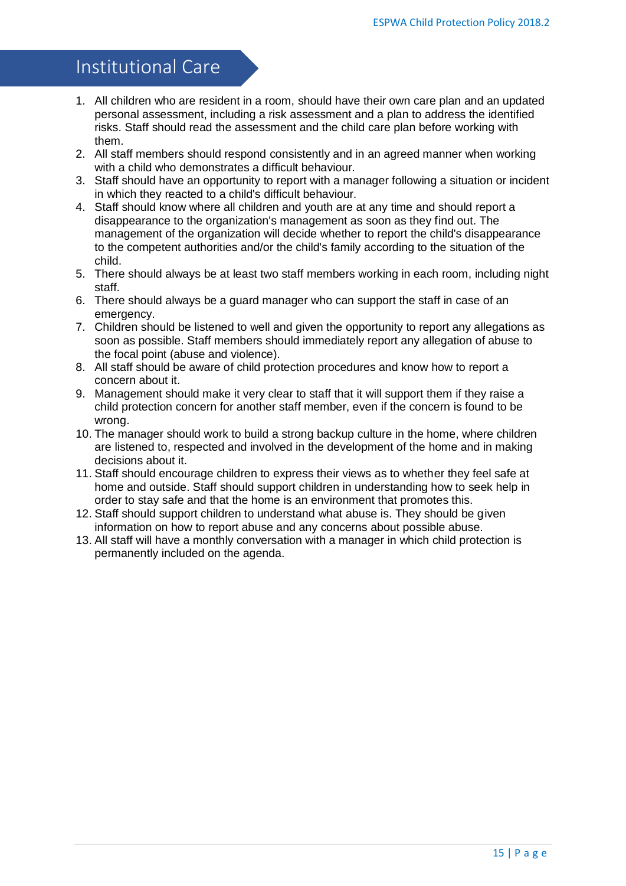# Institutional Care

1. All children who are resident in a room, should have their own care plan and an updated personal assessment, including a risk assessment and a plan to address the identified risks. Staff should read the assessment and the child care plan before working with them.
2. All staff members should respond consistently and in an agreed manner when working with a child who demonstrates a difficult behaviour.
3. Staff should have an opportunity to report with a manager following a situation or incident in which they reacted to a child's difficult behaviour.
4. Staff should know where all children and youth are at any time and should report a disappearance to the organization's management as soon as they find out. The management of the organization will decide whether to report the child's disappearance to the competent authorities and/or the child's family according to the situation of the child.
5. There should always be at least two staff members working in each room, including night staff.
6. There should always be a guard manager who can support the staff in case of an emergency.
7. Children should be listened to well and given the opportunity to report any allegations as soon as possible. Staff members should immediately report any allegation of abuse to the focal point (abuse and violence).
8. All staff should be aware of child protection procedures and know how to report a concern about it.
9. Management should make it very clear to staff that it will support them if they raise a child protection concern for another staff member, even if the concern is found to be wrong.
10. The manager should work to build a strong backup culture in the home, where children are listened to, respected and involved in the development of the home and in making decisions about it.
11. Staff should encourage children to express their views as to whether they feel safe at home and outside. Staff should support children in understanding how to seek help in order to stay safe and that the home is an environment that promotes this.
12. Staff should support children to understand what abuse is. They should be given information on how to report abuse and any concerns about possible abuse.
13. All staff will have a monthly conversation with a manager in which child protection is permanently included on the agenda.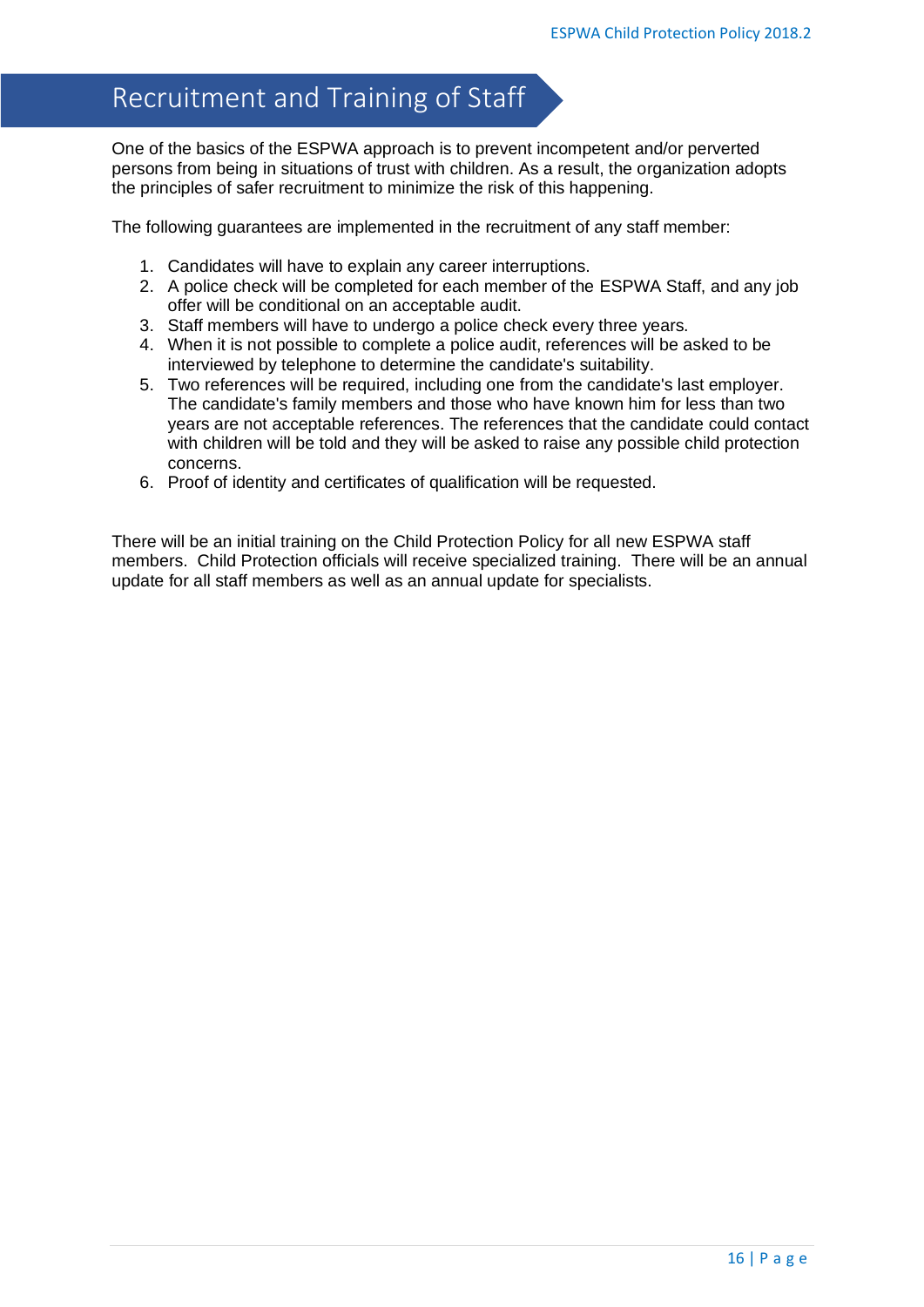# Recruitment and Training of Staff

One of the basics of the ESPWA approach is to prevent incompetent and/or perverted persons from being in situations of trust with children. As a result, the organization adopts the principles of safer recruitment to minimize the risk of this happening.

The following guarantees are implemented in the recruitment of any staff member:

1. Candidates will have to explain any career interruptions.
2. A police check will be completed for each member of the ESPWA Staff, and any job offer will be conditional on an acceptable audit.
3. Staff members will have to undergo a police check every three years.
4. When it is not possible to complete a police audit, references will be asked to be interviewed by telephone to determine the candidate's suitability.
5. Two references will be required, including one from the candidate's last employer. The candidate's family members and those who have known him for less than two years are not acceptable references. The references that the candidate could contact with children will be told and they will be asked to raise any possible child protection concerns.
6. Proof of identity and certificates of qualification will be requested.

There will be an initial training on the Child Protection Policy for all new ESPWA staff members. Child Protection officials will receive specialized training. There will be an annual update for all staff members as well as an annual update for specialists.